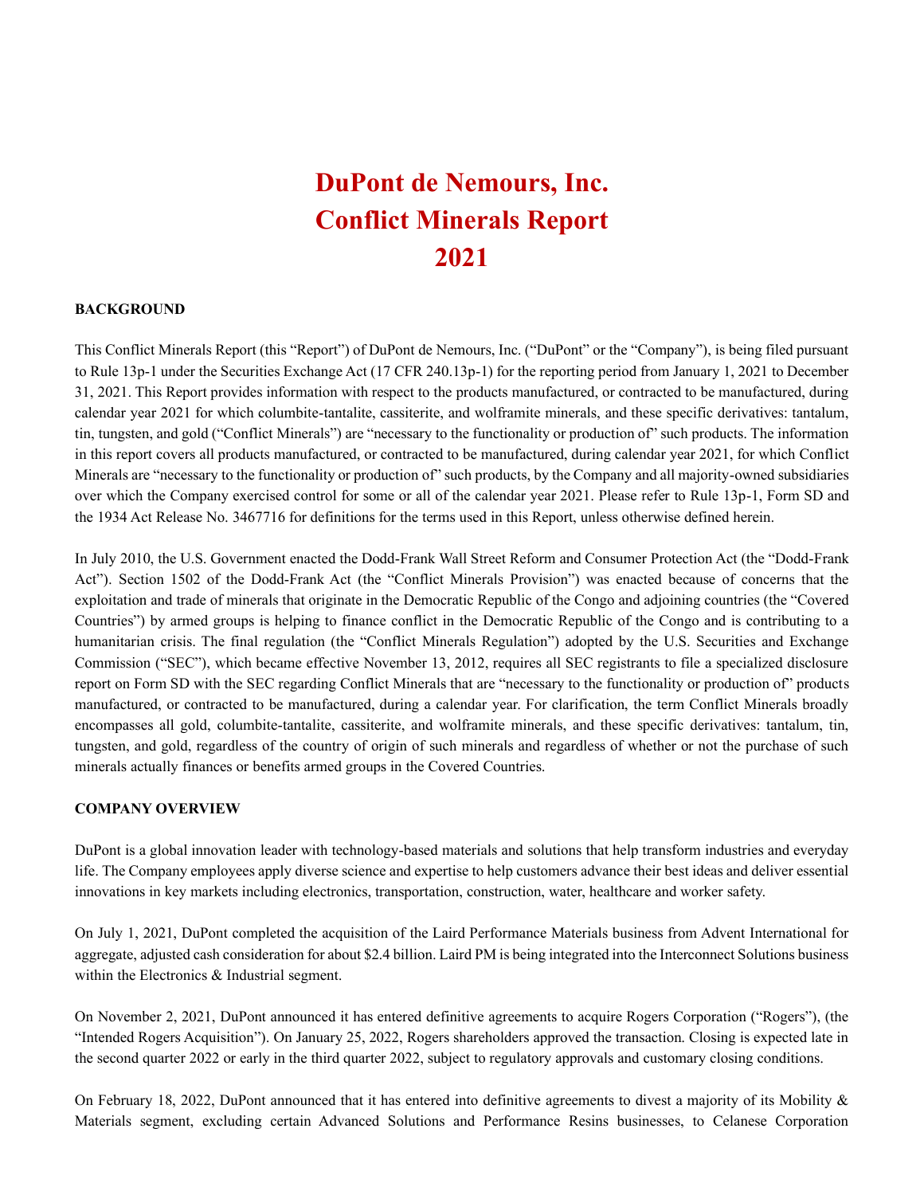# DuPont de Nemours, Inc.
# Conflict Minerals Report
# 2021

## BACKGROUND

This Conflict Minerals Report (this "Report") of DuPont de Nemours, Inc. ("DuPont" or the "Company"), is being filed pursuant to Rule 13p-1 under the Securities Exchange Act (17 CFR 240.13p-1) for the reporting period from January 1, 2021 to December 31, 2021. This Report provides information with respect to the products manufactured, or contracted to be manufactured, during calendar year 2021 for which columbite-tantalite, cassiterite, and wolframite minerals, and these specific derivatives: tantalum, tin, tungsten, and gold ("Conflict Minerals") are "necessary to the functionality or production of" such products. The information in this report covers all products manufactured, or contracted to be manufactured, during calendar year 2021, for which Conflict Minerals are "necessary to the functionality or production of" such products, by the Company and all majority-owned subsidiaries over which the Company exercised control for some or all of the calendar year 2021. Please refer to Rule 13p-1, Form SD and the 1934 Act Release No. 3467716 for definitions for the terms used in this Report, unless otherwise defined herein.

In July 2010, the U.S. Government enacted the Dodd-Frank Wall Street Reform and Consumer Protection Act (the "Dodd-Frank Act"). Section 1502 of the Dodd-Frank Act (the "Conflict Minerals Provision") was enacted because of concerns that the exploitation and trade of minerals that originate in the Democratic Republic of the Congo and adjoining countries (the "Covered Countries") by armed groups is helping to finance conflict in the Democratic Republic of the Congo and is contributing to a humanitarian crisis. The final regulation (the "Conflict Minerals Regulation") adopted by the U.S. Securities and Exchange Commission ("SEC"), which became effective November 13, 2012, requires all SEC registrants to file a specialized disclosure report on Form SD with the SEC regarding Conflict Minerals that are "necessary to the functionality or production of" products manufactured, or contracted to be manufactured, during a calendar year. For clarification, the term Conflict Minerals broadly encompasses all gold, columbite-tantalite, cassiterite, and wolframite minerals, and these specific derivatives: tantalum, tin, tungsten, and gold, regardless of the country of origin of such minerals and regardless of whether or not the purchase of such minerals actually finances or benefits armed groups in the Covered Countries.

## COMPANY OVERVIEW

DuPont is a global innovation leader with technology-based materials and solutions that help transform industries and everyday life. The Company employees apply diverse science and expertise to help customers advance their best ideas and deliver essential innovations in key markets including electronics, transportation, construction, water, healthcare and worker safety.

On July 1, 2021, DuPont completed the acquisition of the Laird Performance Materials business from Advent International for aggregate, adjusted cash consideration for about $2.4 billion. Laird PM is being integrated into the Interconnect Solutions business within the Electronics & Industrial segment.

On November 2, 2021, DuPont announced it has entered definitive agreements to acquire Rogers Corporation ("Rogers"), (the "Intended Rogers Acquisition"). On January 25, 2022, Rogers shareholders approved the transaction. Closing is expected late in the second quarter 2022 or early in the third quarter 2022, subject to regulatory approvals and customary closing conditions.

On February 18, 2022, DuPont announced that it has entered into definitive agreements to divest a majority of its Mobility & Materials segment, excluding certain Advanced Solutions and Performance Resins businesses, to Celanese Corporation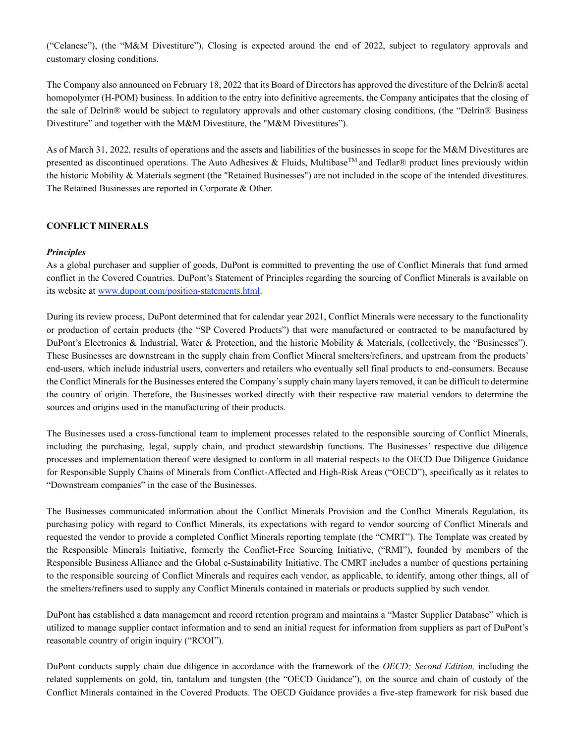("Celanese"), (the "M&M Divestiture"). Closing is expected around the end of 2022, subject to regulatory approvals and customary closing conditions.

The Company also announced on February 18, 2022 that its Board of Directors has approved the divestiture of the Delrin® acetal homopolymer (H-POM) business. In addition to the entry into definitive agreements, the Company anticipates that the closing of the sale of Delrin® would be subject to regulatory approvals and other customary closing conditions, (the "Delrin® Business Divestiture" and together with the M&M Divestiture, the "M&M Divestitures").

As of March 31, 2022, results of operations and the assets and liabilities of the businesses in scope for the M&M Divestitures are presented as discontinued operations. The Auto Adhesives & Fluids, Multibase™ and Tedlar® product lines previously within the historic Mobility & Materials segment (the "Retained Businesses") are not included in the scope of the intended divestitures. The Retained Businesses are reported in Corporate & Other.

## CONFLICT MINERALS

***Principles***

As a global purchaser and supplier of goods, DuPont is committed to preventing the use of Conflict Minerals that fund armed conflict in the Covered Countries. DuPont's Statement of Principles regarding the sourcing of Conflict Minerals is available on its website at www.dupont.com/position-statements.html.

During its review process, DuPont determined that for calendar year 2021, Conflict Minerals were necessary to the functionality or production of certain products (the "SP Covered Products") that were manufactured or contracted to be manufactured by DuPont's Electronics & Industrial, Water & Protection, and the historic Mobility & Materials, (collectively, the "Businesses"). These Businesses are downstream in the supply chain from Conflict Mineral smelters/refiners, and upstream from the products' end-users, which include industrial users, converters and retailers who eventually sell final products to end-consumers. Because the Conflict Minerals for the Businesses entered the Company's supply chain many layers removed, it can be difficult to determine the country of origin. Therefore, the Businesses worked directly with their respective raw material vendors to determine the sources and origins used in the manufacturing of their products.

The Businesses used a cross-functional team to implement processes related to the responsible sourcing of Conflict Minerals, including the purchasing, legal, supply chain, and product stewardship functions. The Businesses' respective due diligence processes and implementation thereof were designed to conform in all material respects to the OECD Due Diligence Guidance for Responsible Supply Chains of Minerals from Conflict-Affected and High-Risk Areas ("OECD"), specifically as it relates to "Downstream companies" in the case of the Businesses.

The Businesses communicated information about the Conflict Minerals Provision and the Conflict Minerals Regulation, its purchasing policy with regard to Conflict Minerals, its expectations with regard to vendor sourcing of Conflict Minerals and requested the vendor to provide a completed Conflict Minerals reporting template (the "CMRT"). The Template was created by the Responsible Minerals Initiative, formerly the Conflict-Free Sourcing Initiative, ("RMI"), founded by members of the Responsible Business Alliance and the Global e-Sustainability Initiative. The CMRT includes a number of questions pertaining to the responsible sourcing of Conflict Minerals and requires each vendor, as applicable, to identify, among other things, all of the smelters/refiners used to supply any Conflict Minerals contained in materials or products supplied by such vendor.

DuPont has established a data management and record retention program and maintains a "Master Supplier Database" which is utilized to manage supplier contact information and to send an initial request for information from suppliers as part of DuPont's reasonable country of origin inquiry ("RCOI").

DuPont conducts supply chain due diligence in accordance with the framework of the *OECD; Second Edition,* including the related supplements on gold, tin, tantalum and tungsten (the "OECD Guidance"), on the source and chain of custody of the Conflict Minerals contained in the Covered Products. The OECD Guidance provides a five-step framework for risk based due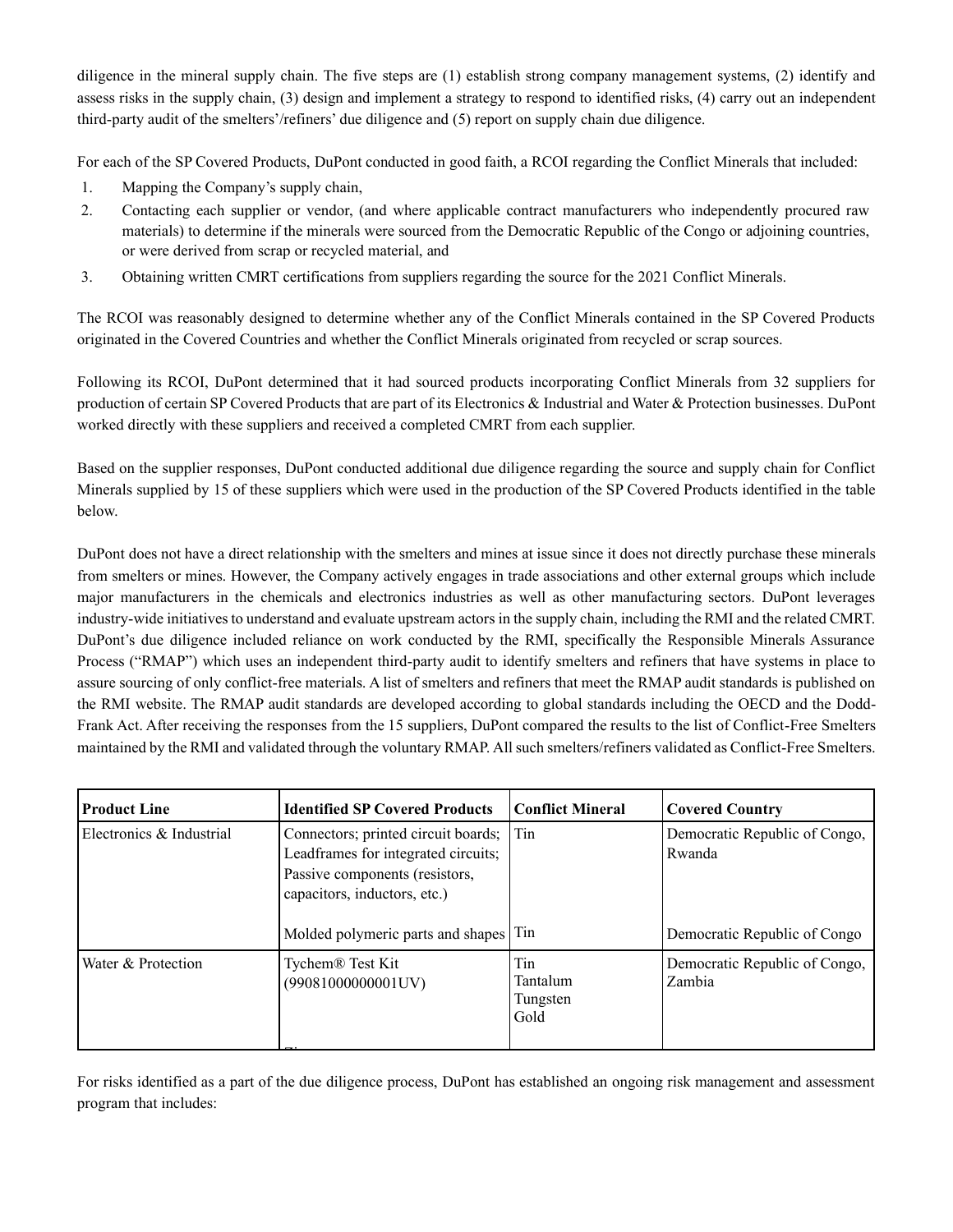diligence in the mineral supply chain. The five steps are (1) establish strong company management systems, (2) identify and assess risks in the supply chain, (3) design and implement a strategy to respond to identified risks, (4) carry out an independent third-party audit of the smelters'/refiners' due diligence and (5) report on supply chain due diligence.

For each of the SP Covered Products, DuPont conducted in good faith, a RCOI regarding the Conflict Minerals that included:

1. Mapping the Company's supply chain,
2. Contacting each supplier or vendor, (and where applicable contract manufacturers who independently procured raw materials) to determine if the minerals were sourced from the Democratic Republic of the Congo or adjoining countries, or were derived from scrap or recycled material, and
3. Obtaining written CMRT certifications from suppliers regarding the source for the 2021 Conflict Minerals.

The RCOI was reasonably designed to determine whether any of the Conflict Minerals contained in the SP Covered Products originated in the Covered Countries and whether the Conflict Minerals originated from recycled or scrap sources.

Following its RCOI, DuPont determined that it had sourced products incorporating Conflict Minerals from 32 suppliers for production of certain SP Covered Products that are part of its Electronics & Industrial and Water & Protection businesses. DuPont worked directly with these suppliers and received a completed CMRT from each supplier.

Based on the supplier responses, DuPont conducted additional due diligence regarding the source and supply chain for Conflict Minerals supplied by 15 of these suppliers which were used in the production of the SP Covered Products identified in the table below.

DuPont does not have a direct relationship with the smelters and mines at issue since it does not directly purchase these minerals from smelters or mines. However, the Company actively engages in trade associations and other external groups which include major manufacturers in the chemicals and electronics industries as well as other manufacturing sectors. DuPont leverages industry-wide initiatives to understand and evaluate upstream actors in the supply chain, including the RMI and the related CMRT. DuPont's due diligence included reliance on work conducted by the RMI, specifically the Responsible Minerals Assurance Process ("RMAP") which uses an independent third-party audit to identify smelters and refiners that have systems in place to assure sourcing of only conflict-free materials. A list of smelters and refiners that meet the RMAP audit standards is published on the RMI website. The RMAP audit standards are developed according to global standards including the OECD and the Dodd-Frank Act. After receiving the responses from the 15 suppliers, DuPont compared the results to the list of Conflict-Free Smelters maintained by the RMI and validated through the voluntary RMAP. All such smelters/refiners validated as Conflict-Free Smelters.

| Product Line | Identified SP Covered Products | Conflict Mineral | Covered Country |
|---|---|---|---|
| Electronics & Industrial | Connectors; printed circuit boards; Leadframes for integrated circuits; Passive components (resistors, capacitors, inductors, etc.) | Tin | Democratic Republic of Congo, Rwanda |
| | Molded polymeric parts and shapes | Tin | Democratic Republic of Congo |
| Water & Protection | Tychem® Test Kit (99081000000001UV) | Tin<br>Tantalum<br>Tungsten<br>Gold | Democratic Republic of Congo, Zambia |

For risks identified as a part of the due diligence process, DuPont has established an ongoing risk management and assessment program that includes: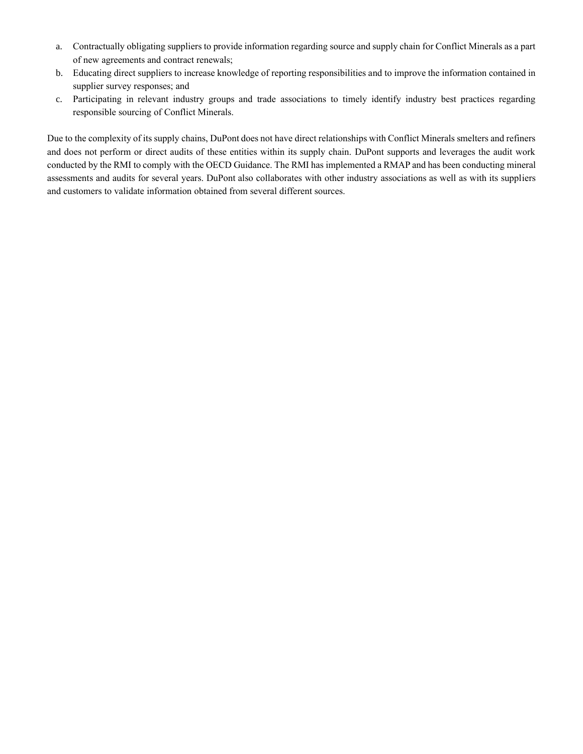a. Contractually obligating suppliers to provide information regarding source and supply chain for Conflict Minerals as a part of new agreements and contract renewals;
b. Educating direct suppliers to increase knowledge of reporting responsibilities and to improve the information contained in supplier survey responses; and
c. Participating in relevant industry groups and trade associations to timely identify industry best practices regarding responsible sourcing of Conflict Minerals.

Due to the complexity of its supply chains, DuPont does not have direct relationships with Conflict Minerals smelters and refiners and does not perform or direct audits of these entities within its supply chain. DuPont supports and leverages the audit work conducted by the RMI to comply with the OECD Guidance. The RMI has implemented a RMAP and has been conducting mineral assessments and audits for several years. DuPont also collaborates with other industry associations as well as with its suppliers and customers to validate information obtained from several different sources.